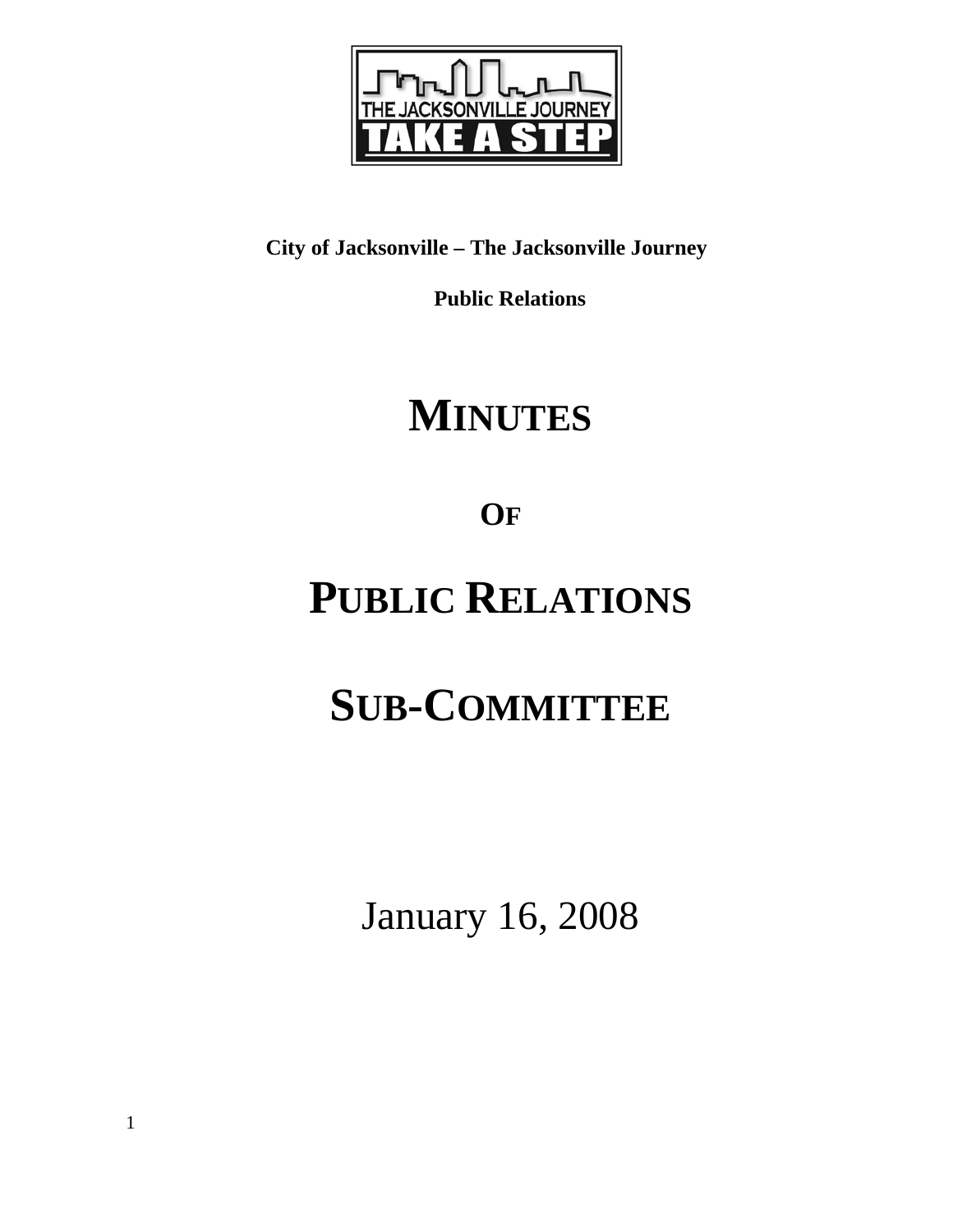THE JACKSONVILLE JOURNEY

TAKE A STEP

**City of Jacksonville – The Jacksonville Journey**

**Public Relations**

# MINUTES

# OF

# PUBLIC RELATIONS

# SUB-COMMITTEE

January 16, 2008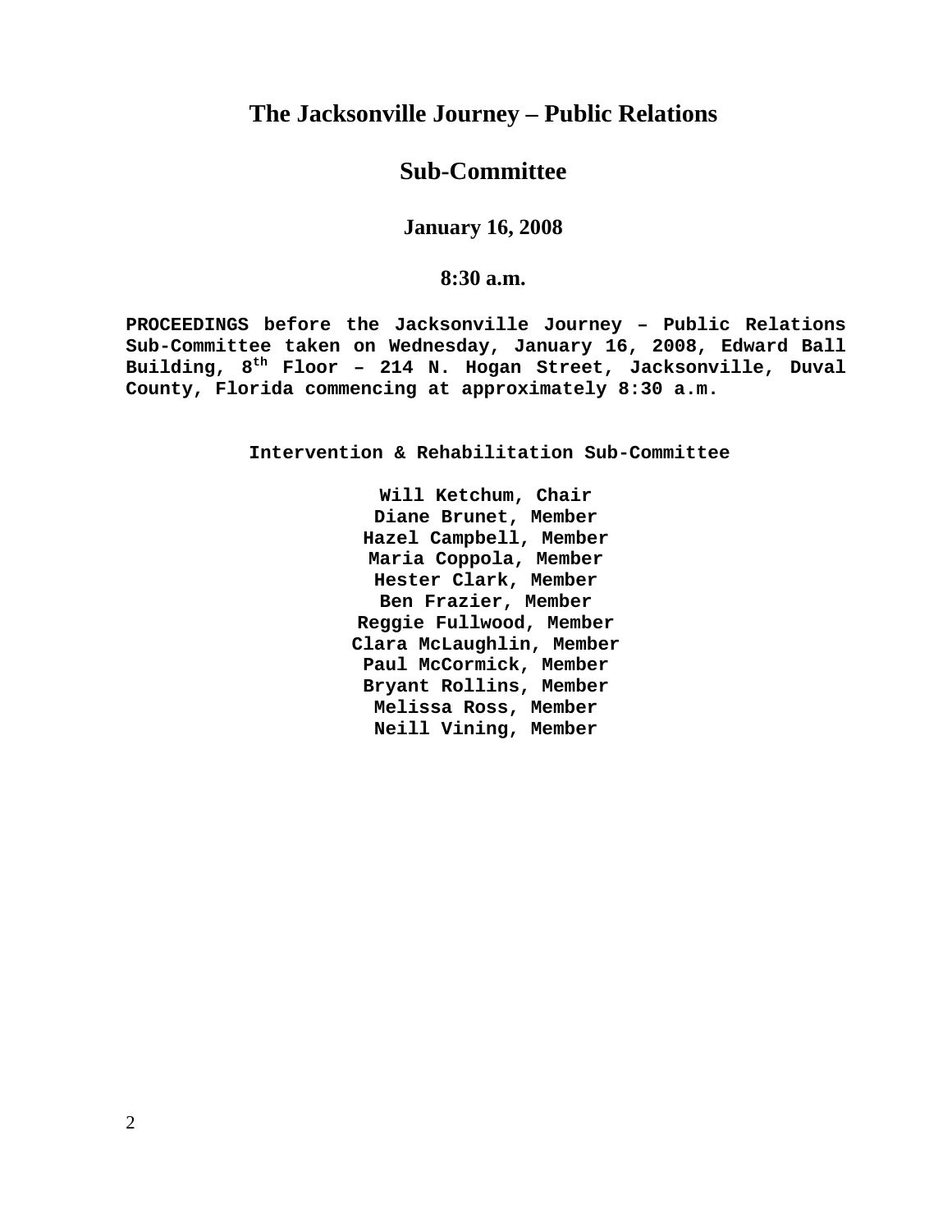# The Jacksonville Journey – Public Relations

# Sub-Committee

### January 16, 2008

### 8:30 a.m.

**PROCEEDINGS before the Jacksonville Journey – Public Relations Sub-Committee taken on Wednesday, January 16, 2008, Edward Ball Building, 8th Floor – 214 N. Hogan Street, Jacksonville, Duval County, Florida commencing at approximately 8:30 a.m.**

**Intervention & Rehabilitation Sub-Committee**

**Will Ketchum, Chair**
**Diane Brunet, Member**
**Hazel Campbell, Member**
**Maria Coppola, Member**
**Hester Clark, Member**
**Ben Frazier, Member**
**Reggie Fullwood, Member**
**Clara McLaughlin, Member**
**Paul McCormick, Member**
**Bryant Rollins, Member**
**Melissa Ross, Member**
**Neill Vining, Member**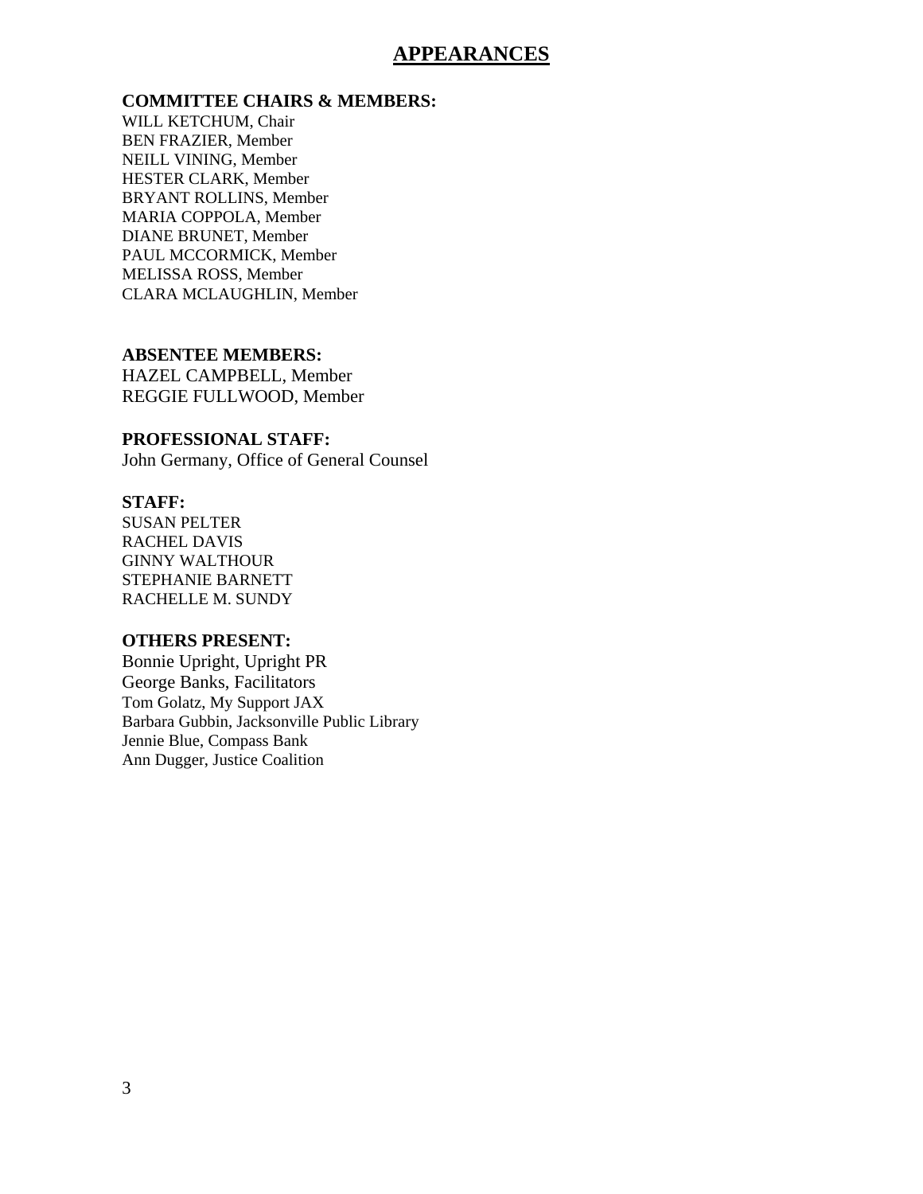# APPEARANCES

**COMMITTEE CHAIRS & MEMBERS:**

WILL KETCHUM, Chair
BEN FRAZIER, Member
NEILL VINING, Member
HESTER CLARK, Member
BRYANT ROLLINS, Member
MARIA COPPOLA, Member
DIANE BRUNET, Member
PAUL MCCORMICK, Member
MELISSA ROSS, Member
CLARA MCLAUGHLIN, Member

**ABSENTEE MEMBERS:**

HAZEL CAMPBELL, Member
REGGIE FULLWOOD, Member

**PROFESSIONAL STAFF:**

John Germany, Office of General Counsel

**STAFF:**

SUSAN PELTER
RACHEL DAVIS
GINNY WALTHOUR
STEPHANIE BARNETT
RACHELLE M. SUNDY

**OTHERS PRESENT:**

Bonnie Upright, Upright PR
George Banks, Facilitators
Tom Golatz, My Support JAX
Barbara Gubbin, Jacksonville Public Library
Jennie Blue, Compass Bank
Ann Dugger, Justice Coalition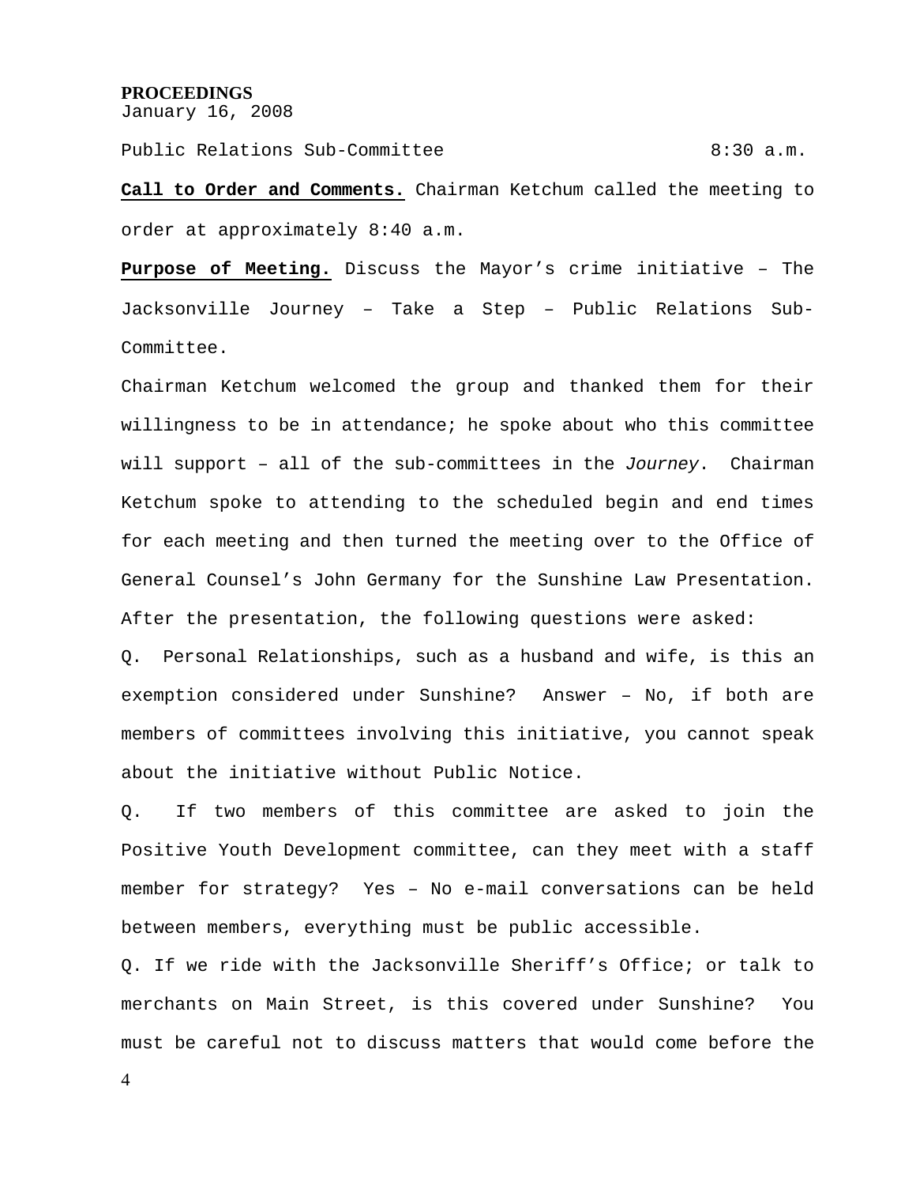**PROCEEDINGS**

January 16, 2008

Public Relations Sub-Committee 8:30 a.m.

**Call to Order and Comments.** Chairman Ketchum called the meeting to order at approximately 8:40 a.m.

**Purpose of Meeting.** Discuss the Mayor's crime initiative – The Jacksonville Journey – Take a Step – Public Relations Sub-Committee.

Chairman Ketchum welcomed the group and thanked them for their willingness to be in attendance; he spoke about who this committee will support – all of the sub-committees in the *Journey*. Chairman Ketchum spoke to attending to the scheduled begin and end times for each meeting and then turned the meeting over to the Office of General Counsel's John Germany for the Sunshine Law Presentation. After the presentation, the following questions were asked:

Q. Personal Relationships, such as a husband and wife, is this an exemption considered under Sunshine? Answer – No, if both are members of committees involving this initiative, you cannot speak about the initiative without Public Notice.

Q. If two members of this committee are asked to join the Positive Youth Development committee, can they meet with a staff member for strategy? Yes – No e-mail conversations can be held between members, everything must be public accessible.

Q. If we ride with the Jacksonville Sheriff's Office; or talk to merchants on Main Street, is this covered under Sunshine? You must be careful not to discuss matters that would come before the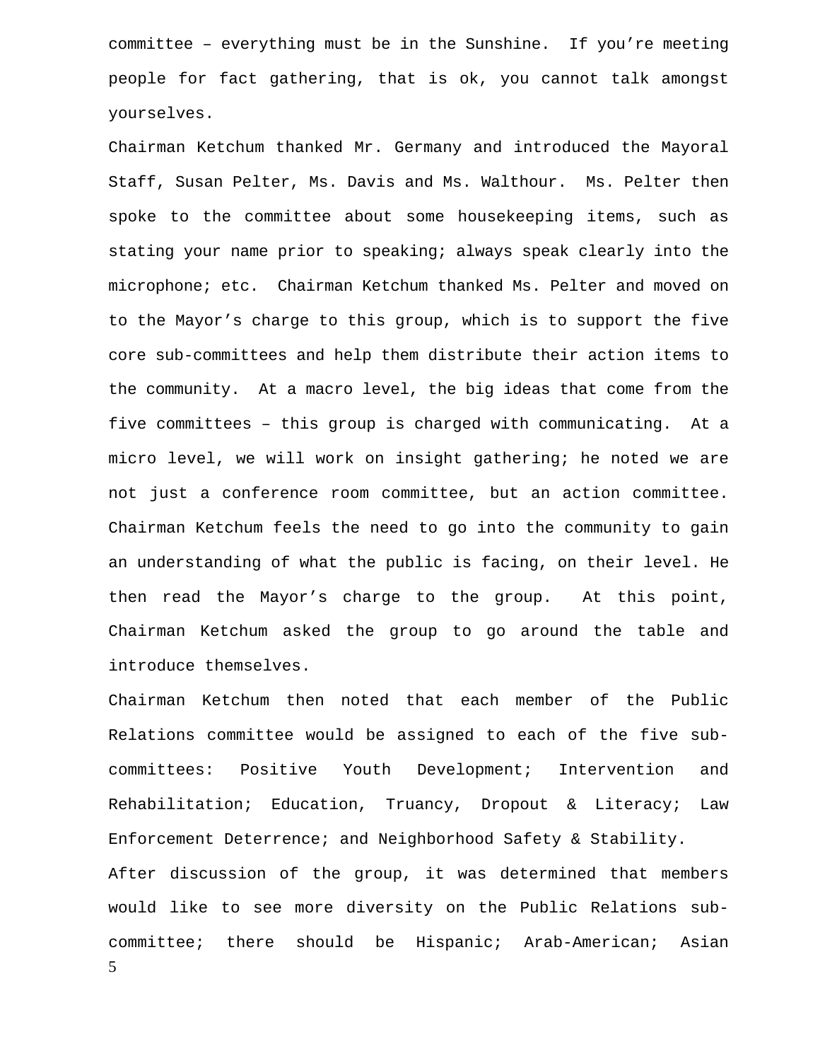committee – everything must be in the Sunshine. If you're meeting people for fact gathering, that is ok, you cannot talk amongst yourselves.

Chairman Ketchum thanked Mr. Germany and introduced the Mayoral Staff, Susan Pelter, Ms. Davis and Ms. Walthour. Ms. Pelter then spoke to the committee about some housekeeping items, such as stating your name prior to speaking; always speak clearly into the microphone; etc. Chairman Ketchum thanked Ms. Pelter and moved on to the Mayor's charge to this group, which is to support the five core sub-committees and help them distribute their action items to the community. At a macro level, the big ideas that come from the five committees – this group is charged with communicating. At a micro level, we will work on insight gathering; he noted we are not just a conference room committee, but an action committee. Chairman Ketchum feels the need to go into the community to gain an understanding of what the public is facing, on their level. He then read the Mayor's charge to the group. At this point, Chairman Ketchum asked the group to go around the table and introduce themselves.

Chairman Ketchum then noted that each member of the Public Relations committee would be assigned to each of the five sub-committees: Positive Youth Development; Intervention and Rehabilitation; Education, Truancy, Dropout & Literacy; Law Enforcement Deterrence; and Neighborhood Safety & Stability.

After discussion of the group, it was determined that members would like to see more diversity on the Public Relations sub-committee; there should be Hispanic; Arab-American; Asian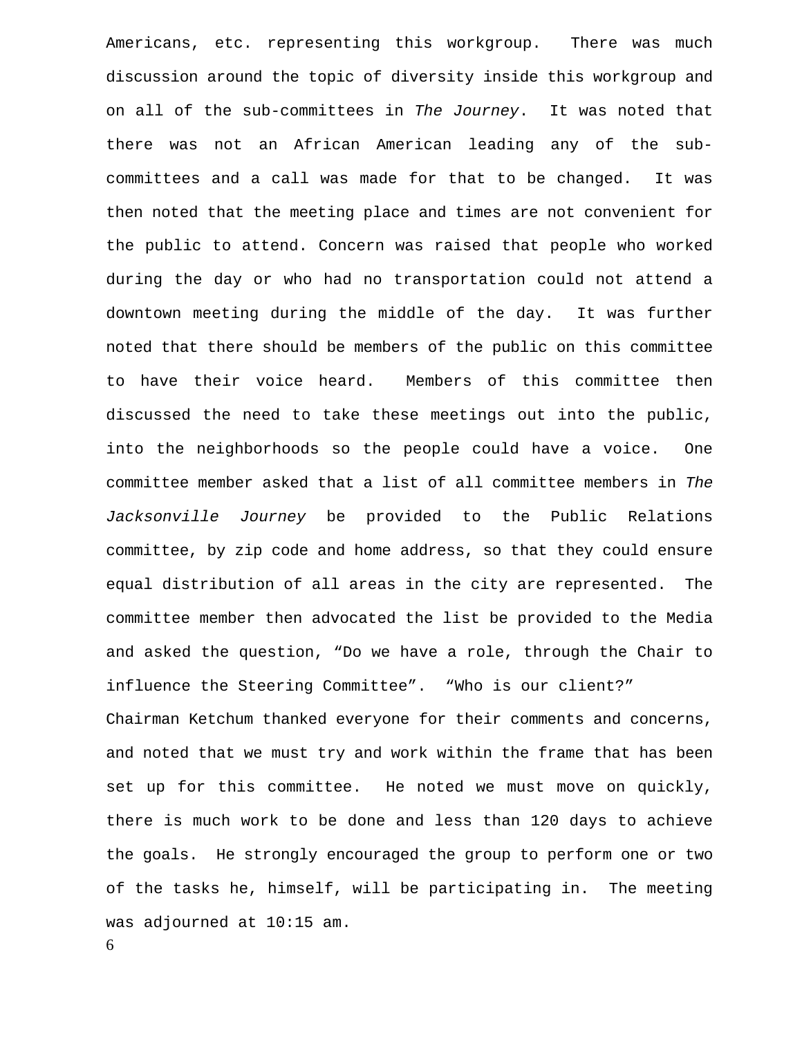Americans, etc. representing this workgroup. There was much discussion around the topic of diversity inside this workgroup and on all of the sub-committees in *The Journey*. It was noted that there was not an African American leading any of the sub-committees and a call was made for that to be changed. It was then noted that the meeting place and times are not convenient for the public to attend. Concern was raised that people who worked during the day or who had no transportation could not attend a downtown meeting during the middle of the day. It was further noted that there should be members of the public on this committee to have their voice heard. Members of this committee then discussed the need to take these meetings out into the public, into the neighborhoods so the people could have a voice. One committee member asked that a list of all committee members in *The Jacksonville Journey* be provided to the Public Relations committee, by zip code and home address, so that they could ensure equal distribution of all areas in the city are represented. The committee member then advocated the list be provided to the Media and asked the question, "Do we have a role, through the Chair to influence the Steering Committee". "Who is our client?"

Chairman Ketchum thanked everyone for their comments and concerns, and noted that we must try and work within the frame that has been set up for this committee. He noted we must move on quickly, there is much work to be done and less than 120 days to achieve the goals. He strongly encouraged the group to perform one or two of the tasks he, himself, will be participating in. The meeting was adjourned at 10:15 am.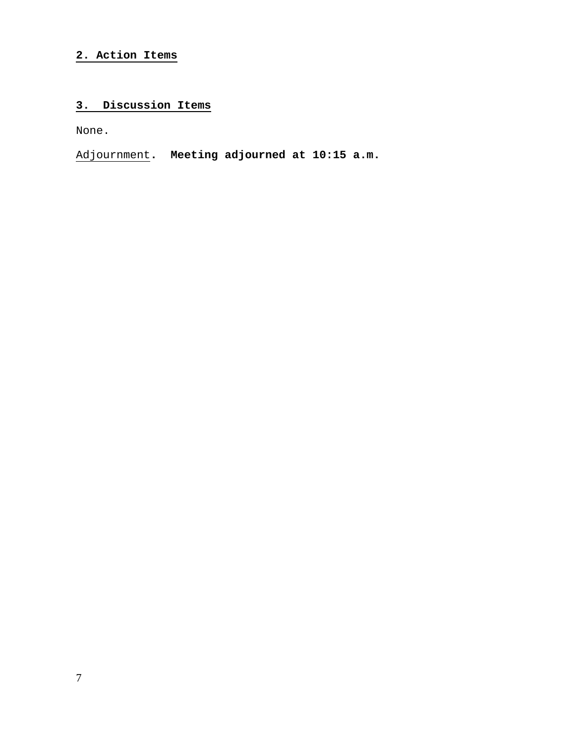## 2. Action Items

## 3. Discussion Items

None.

Adjournment. **Meeting adjourned at 10:15 a.m.**